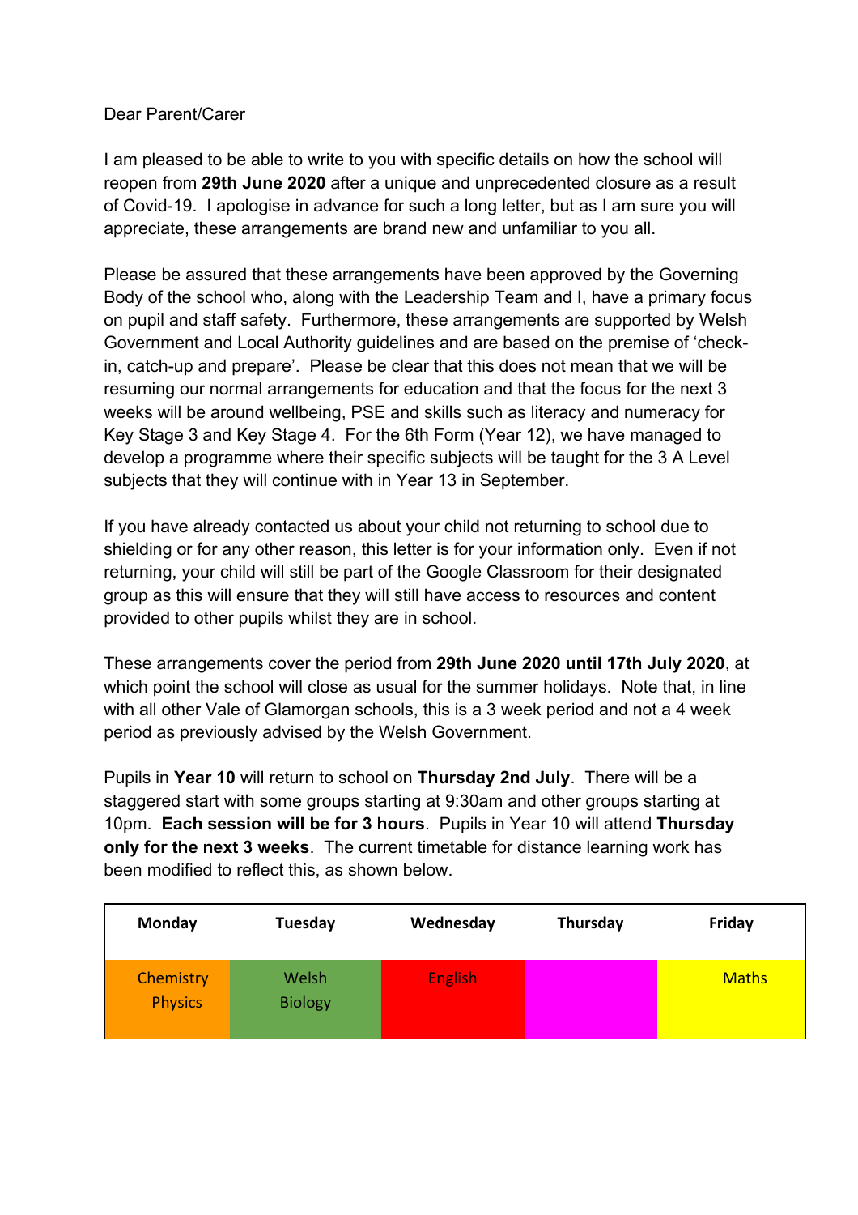Dear Parent/Carer

I am pleased to be able to write to you with specific details on how the school will reopen from **29th June 2020** after a unique and unprecedented closure as a result of Covid-19.  I apologise in advance for such a long letter, but as I am sure you will appreciate, these arrangements are brand new and unfamiliar to you all.

Please be assured that these arrangements have been approved by the Governing Body of the school who, along with the Leadership Team and I, have a primary focus on pupil and staff safety.  Furthermore, these arrangements are supported by Welsh Government and Local Authority guidelines and are based on the premise of 'check-in, catch-up and prepare'.  Please be clear that this does not mean that we will be resuming our normal arrangements for education and that the focus for the next 3 weeks will be around wellbeing, PSE and skills such as literacy and numeracy for Key Stage 3 and Key Stage 4.  For the 6th Form (Year 12), we have managed to develop a programme where their specific subjects will be taught for the 3 A Level subjects that they will continue with in Year 13 in September.

If you have already contacted us about your child not returning to school due to shielding or for any other reason, this letter is for your information only.  Even if not returning, your child will still be part of the Google Classroom for their designated group as this will ensure that they will still have access to resources and content provided to other pupils whilst they are in school.

These arrangements cover the period from **29th June 2020 until 17th July 2020**, at which point the school will close as usual for the summer holidays.  Note that, in line with all other Vale of Glamorgan schools, this is a 3 week period and not a 4 week period as previously advised by the Welsh Government.

Pupils in **Year 10** will return to school on **Thursday 2nd July**.  There will be a staggered start with some groups starting at 9:30am and other groups starting at 10pm.  **Each session will be for 3 hours**.  Pupils in Year 10 will attend **Thursday only for the next 3 weeks**.  The current timetable for distance learning work has been modified to reflect this, as shown below.

| Monday | Tuesday | Wednesday | Thursday | Friday |
|---|---|---|---|---|
| Chemistry<br>Physics | Welsh<br>Biology | English | | Maths |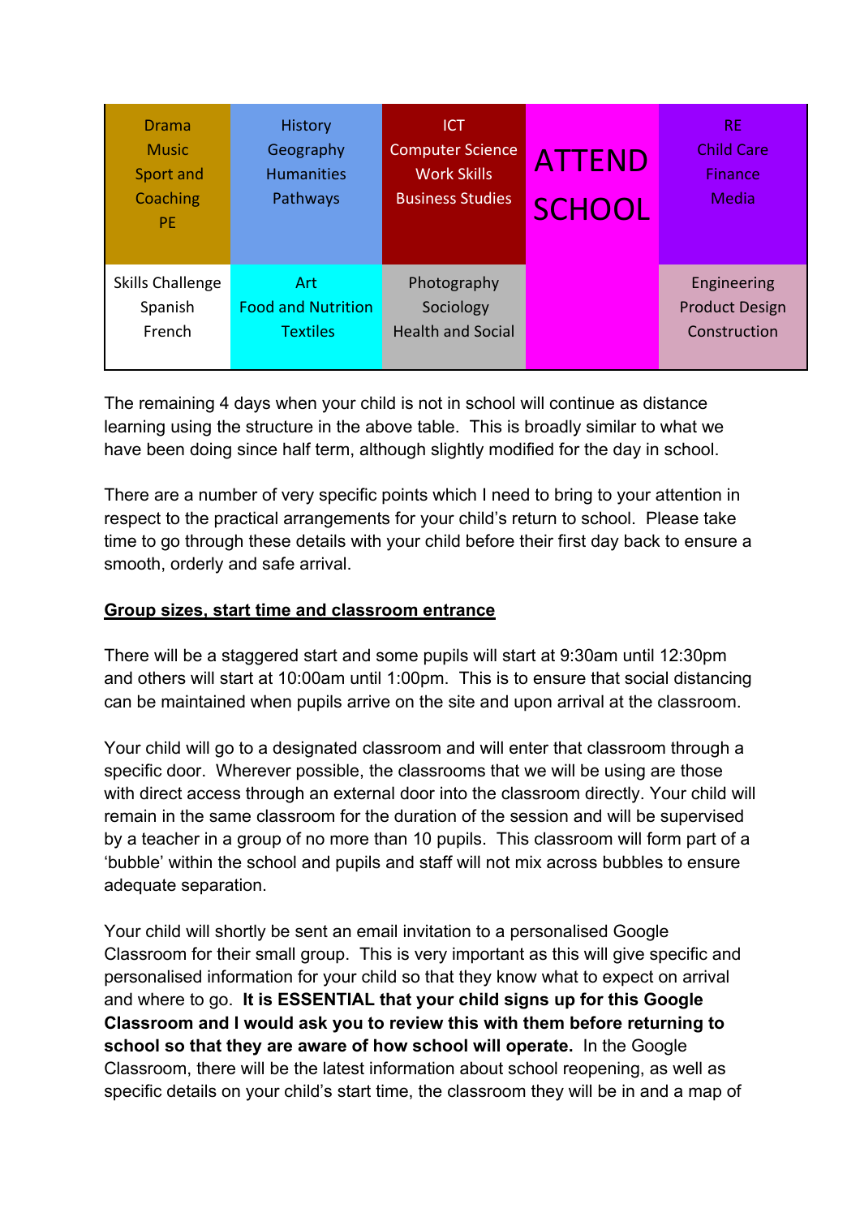| Drama<br>Music<br>Sport and Coaching<br>PE | History<br>Geography<br>Humanities<br>Pathways | ICT<br>Computer Science<br>Work Skills<br>Business Studies | ATTEND SCHOOL | RE<br>Child Care<br>Finance<br>Media |
|---|---|---|---|---|
| Skills Challenge<br>Spanish<br>French | Art<br>Food and Nutrition<br>Textiles | Photography<br>Sociology<br>Health and Social | | Engineering<br>Product Design<br>Construction |

The remaining 4 days when your child is not in school will continue as distance learning using the structure in the above table. This is broadly similar to what we have been doing since half term, although slightly modified for the day in school.

There are a number of very specific points which I need to bring to your attention in respect to the practical arrangements for your child's return to school. Please take time to go through these details with your child before their first day back to ensure a smooth, orderly and safe arrival.

**Group sizes, start time and classroom entrance**

There will be a staggered start and some pupils will start at 9:30am until 12:30pm and others will start at 10:00am until 1:00pm. This is to ensure that social distancing can be maintained when pupils arrive on the site and upon arrival at the classroom.

Your child will go to a designated classroom and will enter that classroom through a specific door. Wherever possible, the classrooms that we will be using are those with direct access through an external door into the classroom directly. Your child will remain in the same classroom for the duration of the session and will be supervised by a teacher in a group of no more than 10 pupils. This classroom will form part of a 'bubble' within the school and pupils and staff will not mix across bubbles to ensure adequate separation.

Your child will shortly be sent an email invitation to a personalised Google Classroom for their small group. This is very important as this will give specific and personalised information for your child so that they know what to expect on arrival and where to go. **It is ESSENTIAL that your child signs up for this Google Classroom and I would ask you to review this with them before returning to school so that they are aware of how school will operate.** In the Google Classroom, there will be the latest information about school reopening, as well as specific details on your child's start time, the classroom they will be in and a map of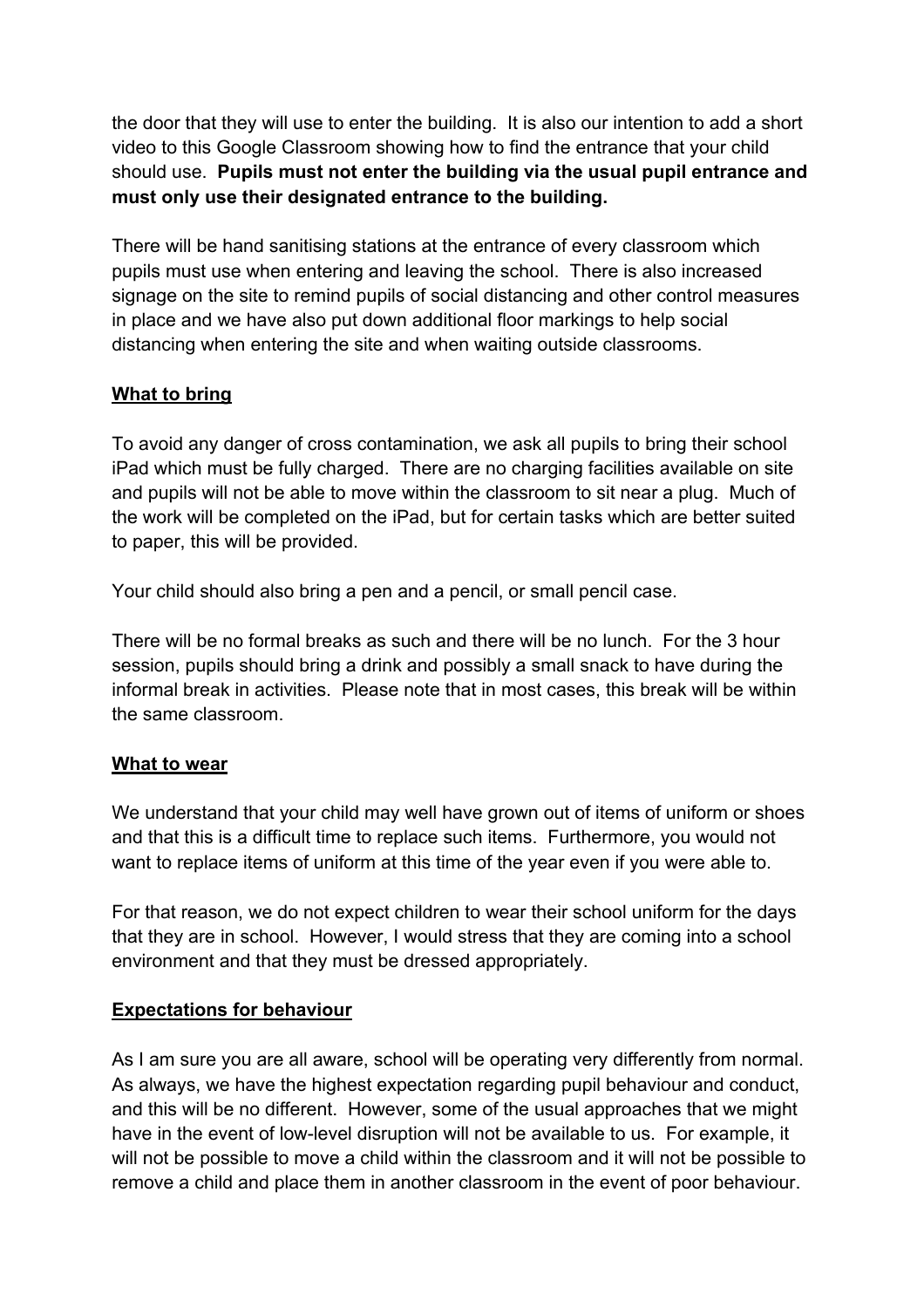the door that they will use to enter the building. It is also our intention to add a short video to this Google Classroom showing how to find the entrance that your child should use. **Pupils must not enter the building via the usual pupil entrance and must only use their designated entrance to the building.**

There will be hand sanitising stations at the entrance of every classroom which pupils must use when entering and leaving the school. There is also increased signage on the site to remind pupils of social distancing and other control measures in place and we have also put down additional floor markings to help social distancing when entering the site and when waiting outside classrooms.

**<u>What to bring</u>**

To avoid any danger of cross contamination, we ask all pupils to bring their school iPad which must be fully charged. There are no charging facilities available on site and pupils will not be able to move within the classroom to sit near a plug. Much of the work will be completed on the iPad, but for certain tasks which are better suited to paper, this will be provided.

Your child should also bring a pen and a pencil, or small pencil case.

There will be no formal breaks as such and there will be no lunch. For the 3 hour session, pupils should bring a drink and possibly a small snack to have during the informal break in activities. Please note that in most cases, this break will be within the same classroom.

**<u>What to wear</u>**

We understand that your child may well have grown out of items of uniform or shoes and that this is a difficult time to replace such items. Furthermore, you would not want to replace items of uniform at this time of the year even if you were able to.

For that reason, we do not expect children to wear their school uniform for the days that they are in school. However, I would stress that they are coming into a school environment and that they must be dressed appropriately.

**<u>Expectations for behaviour</u>**

As I am sure you are all aware, school will be operating very differently from normal. As always, we have the highest expectation regarding pupil behaviour and conduct, and this will be no different. However, some of the usual approaches that we might have in the event of low-level disruption will not be available to us. For example, it will not be possible to move a child within the classroom and it will not be possible to remove a child and place them in another classroom in the event of poor behaviour.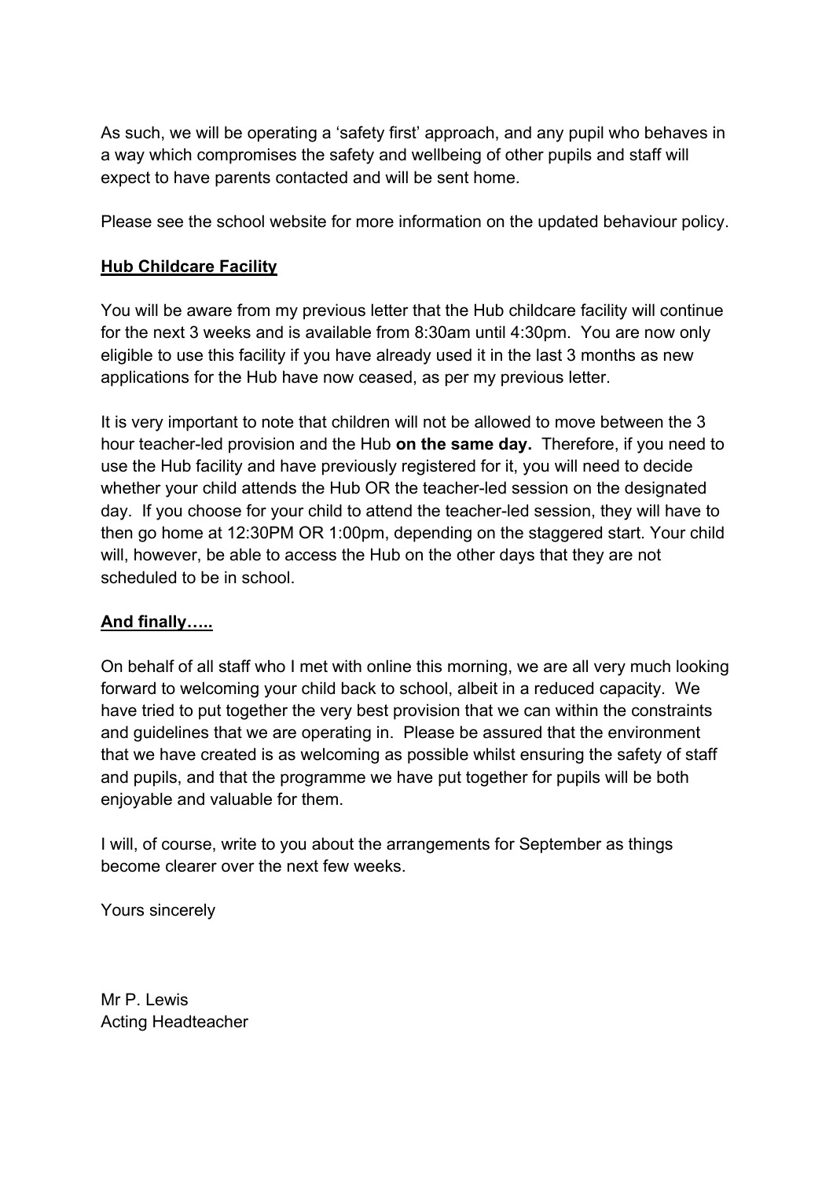As such, we will be operating a 'safety first' approach, and any pupil who behaves in a way which compromises the safety and wellbeing of other pupils and staff will expect to have parents contacted and will be sent home.

Please see the school website for more information on the updated behaviour policy.

## **<u>Hub Childcare Facility</u>**

You will be aware from my previous letter that the Hub childcare facility will continue for the next 3 weeks and is available from 8:30am until 4:30pm. You are now only eligible to use this facility if you have already used it in the last 3 months as new applications for the Hub have now ceased, as per my previous letter.

It is very important to note that children will not be allowed to move between the 3 hour teacher-led provision and the Hub **on the same day.** Therefore, if you need to use the Hub facility and have previously registered for it, you will need to decide whether your child attends the Hub OR the teacher-led session on the designated day. If you choose for your child to attend the teacher-led session, they will have to then go home at 12:30PM OR 1:00pm, depending on the staggered start. Your child will, however, be able to access the Hub on the other days that they are not scheduled to be in school.

## **<u>And finally…..</u>**

On behalf of all staff who I met with online this morning, we are all very much looking forward to welcoming your child back to school, albeit in a reduced capacity. We have tried to put together the very best provision that we can within the constraints and guidelines that we are operating in. Please be assured that the environment that we have created is as welcoming as possible whilst ensuring the safety of staff and pupils, and that the programme we have put together for pupils will be both enjoyable and valuable for them.

I will, of course, write to you about the arrangements for September as things become clearer over the next few weeks.

Yours sincerely

Mr P. Lewis
Acting Headteacher